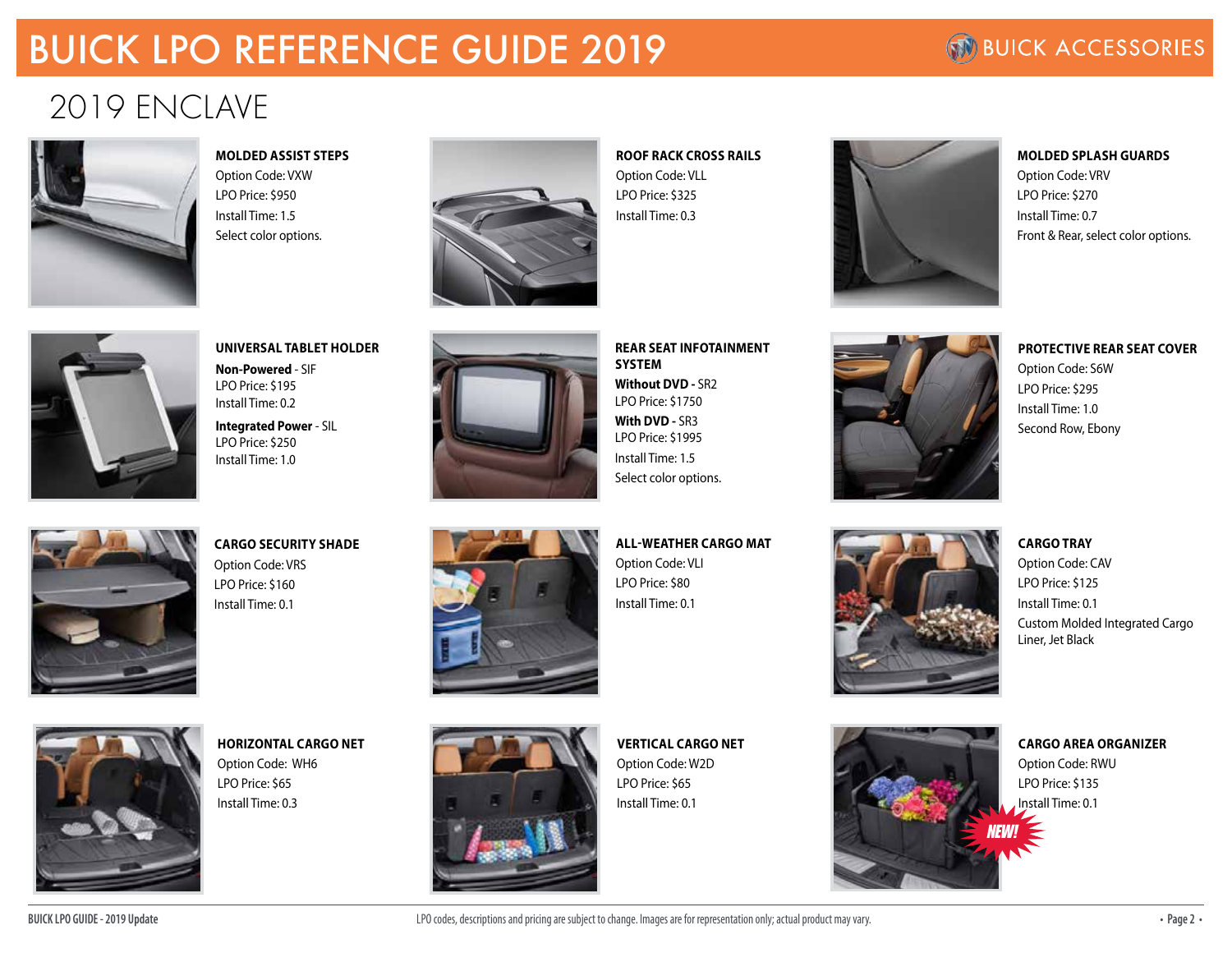# BUICK LPO REFERENCE GUIDE 2019

BUICK ACCESSORIES

## 2019 ENCLAVE

### MOLDED ASSIST STEPS
Option Code: VXW
LPO Price: $950
Install Time: 1.5
Select color options.

### ROOF RACK CROSS RAILS
Option Code: VLL
LPO Price: $325
Install Time: 0.3

### MOLDED SPLASH GUARDS
Option Code: VRV
LPO Price: $270
Install Time: 0.7
Front & Rear, select color options.

### UNIVERSAL TABLET HOLDER
**Non-Powered** - SIF
LPO Price: $195
Install Time: 0.2

**Integrated Power** - SIL
LPO Price: $250
Install Time: 1.0

### REAR SEAT INFOTAINMENT SYSTEM
**Without DVD** - SR2
LPO Price: $1750

**With DVD** - SR3
LPO Price: $1995

Install Time: 1.5
Select color options.

### PROTECTIVE REAR SEAT COVER
Option Code: S6W
LPO Price: $295
Install Time: 1.0
Second Row, Ebony

### CARGO SECURITY SHADE
Option Code: VRS
LPO Price: $160
Install Time: 0.1

### ALL-WEATHER CARGO MAT
Option Code: VLI
LPO Price: $80
Install Time: 0.1

### CARGO TRAY
Option Code: CAV
LPO Price: $125
Install Time: 0.1
Custom Molded Integrated Cargo Liner, Jet Black

### HORIZONTAL CARGO NET
Option Code: WH6
LPO Price: $65
Install Time: 0.3

### VERTICAL CARGO NET
Option Code: W2D
LPO Price: $65
Install Time: 0.1

### CARGO AREA ORGANIZER
Option Code: RWU
LPO Price: $135
Install Time: 0.1
NEW!

BUICK LPO GUIDE - 2019 Update

LPO codes, descriptions and pricing are subject to change. Images are for representation only; actual product may vary.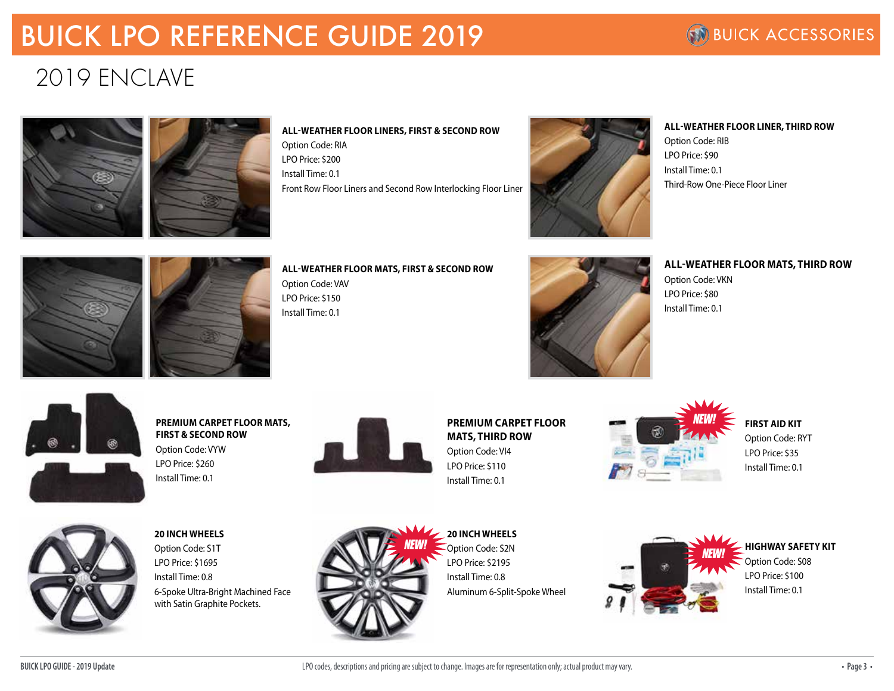# BUICK LPO REFERENCE GUIDE 2019

BUICK ACCESSORIES

## 2019 ENCLAVE

**ALL-WEATHER FLOOR LINERS, FIRST & SECOND ROW**
Option Code: RIA
LPO Price: $200
Install Time: 0.1
Front Row Floor Liners and Second Row Interlocking Floor Liner

**ALL-WEATHER FLOOR LINER, THIRD ROW**
Option Code: RIB
LPO Price: $90
Install Time: 0.1
Third-Row One-Piece Floor Liner

**ALL-WEATHER FLOOR MATS, FIRST & SECOND ROW**
Option Code: VAV
LPO Price: $150
Install Time: 0.1

**ALL-WEATHER FLOOR MATS, THIRD ROW**
Option Code: VKN
LPO Price: $80
Install Time: 0.1

**PREMIUM CARPET FLOOR MATS, FIRST & SECOND ROW**
Option Code: VYW
LPO Price: $260
Install Time: 0.1

**PREMIUM CARPET FLOOR MATS, THIRD ROW**
Option Code: VI4
LPO Price: $110
Install Time: 0.1

NEW!
**FIRST AID KIT**
Option Code: RYT
LPO Price: $35
Install Time: 0.1

**20 INCH WHEELS**
Option Code: S1T
LPO Price: $1695
Install Time: 0.8
6-Spoke Ultra-Bright Machined Face with Satin Graphite Pockets.

NEW!
**20 INCH WHEELS**
Option Code: S2N
LPO Price: $2195
Install Time: 0.8
Aluminum 6-Split-Spoke Wheel

NEW!
**HIGHWAY SAFETY KIT**
Option Code: S08
LPO Price: $100
Install Time: 0.1

BUICK LPO GUIDE - 2019 Update

LPO codes, descriptions and pricing are subject to change. Images are for representation only; actual product may vary.